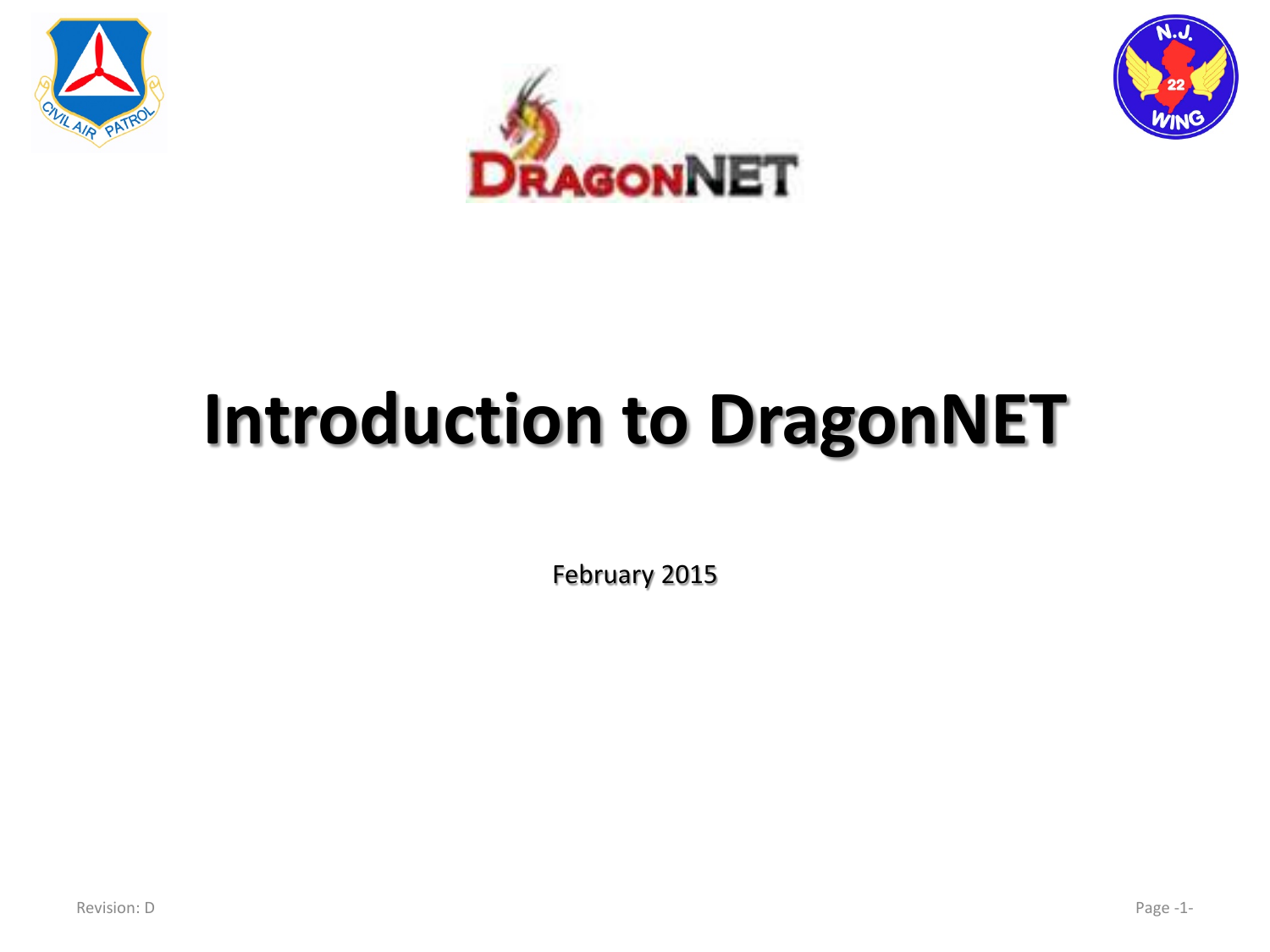# Introduction to DragonNET

February 2015

Revision: D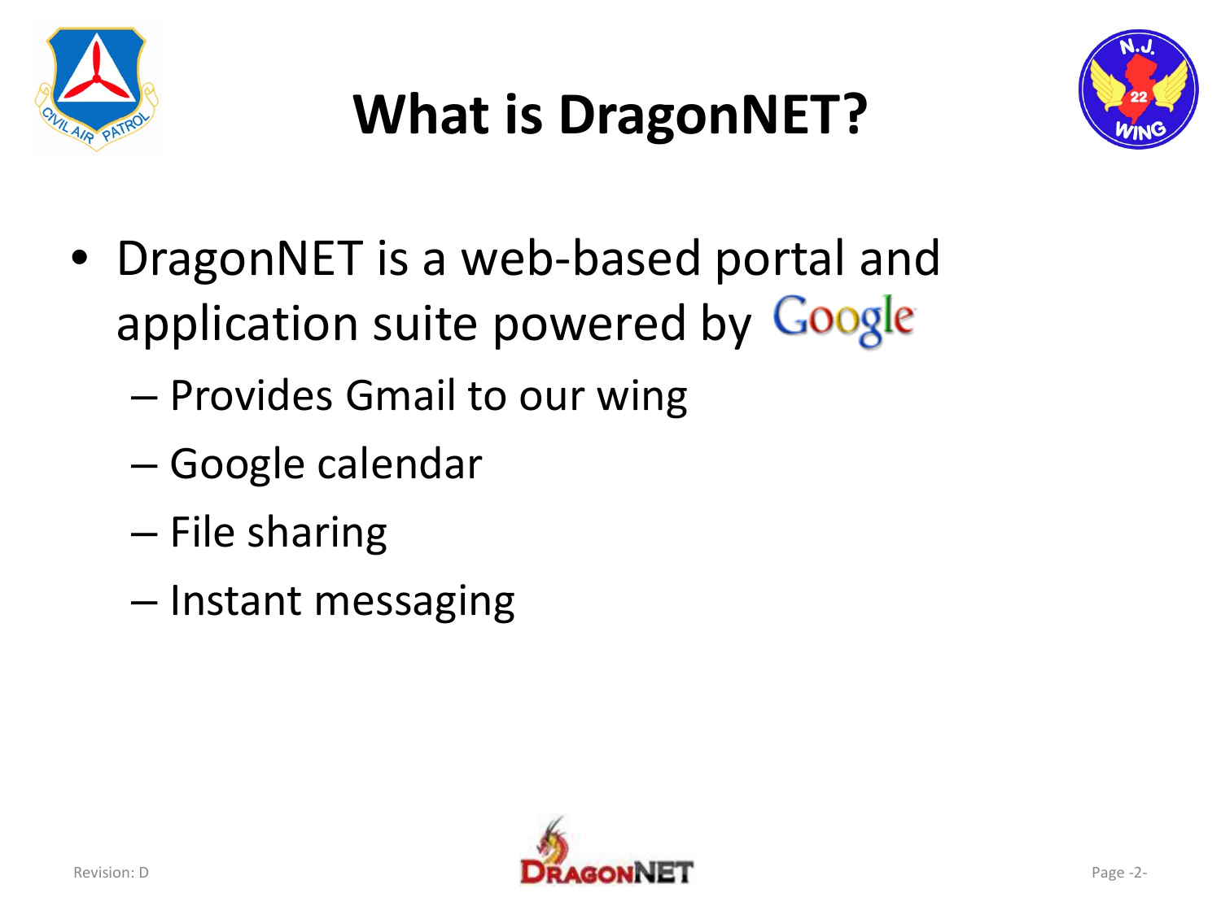# What is DragonNET?

- DragonNET is a web-based portal and application suite powered by Google
  - Provides Gmail to our wing
  - Google calendar
  - File sharing
  - Instant messaging

Revision: D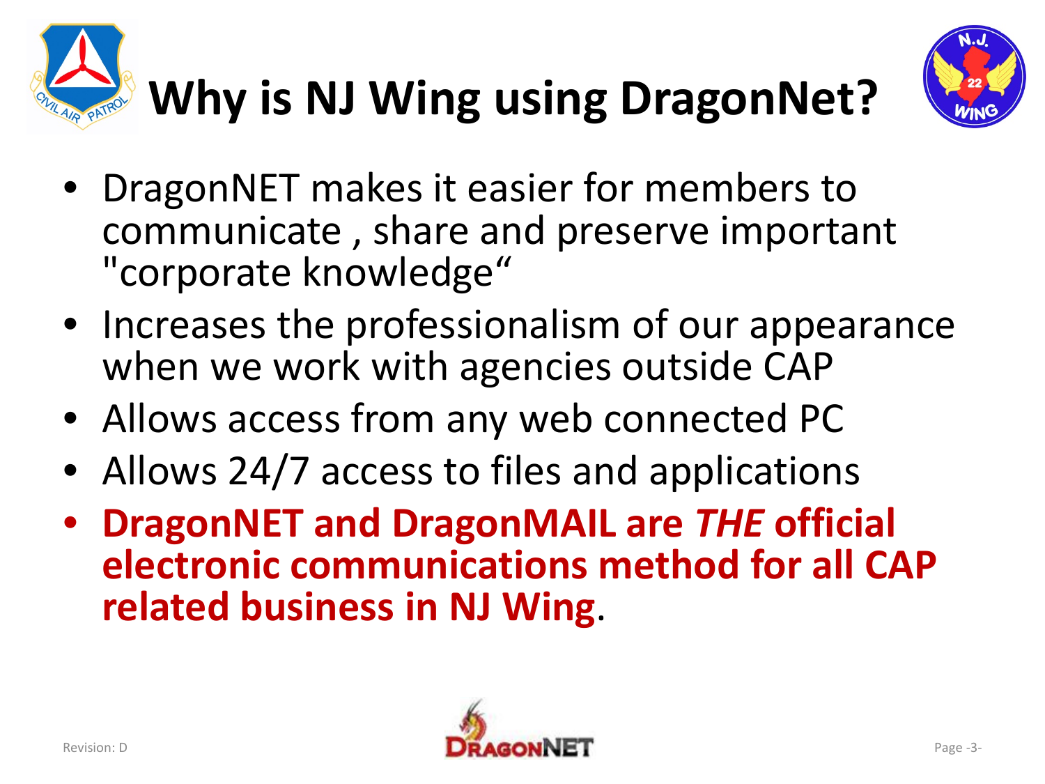# Why is NJ Wing using DragonNet?

- DragonNET makes it easier for members to communicate , share and preserve important "corporate knowledge“
- Increases the professionalism of our appearance when we work with agencies outside CAP
- Allows access from any web connected PC
- Allows 24/7 access to files and applications
- **DragonNET and DragonMAIL are *THE* official electronic communications method for all CAP related business in NJ Wing**.

Revision: D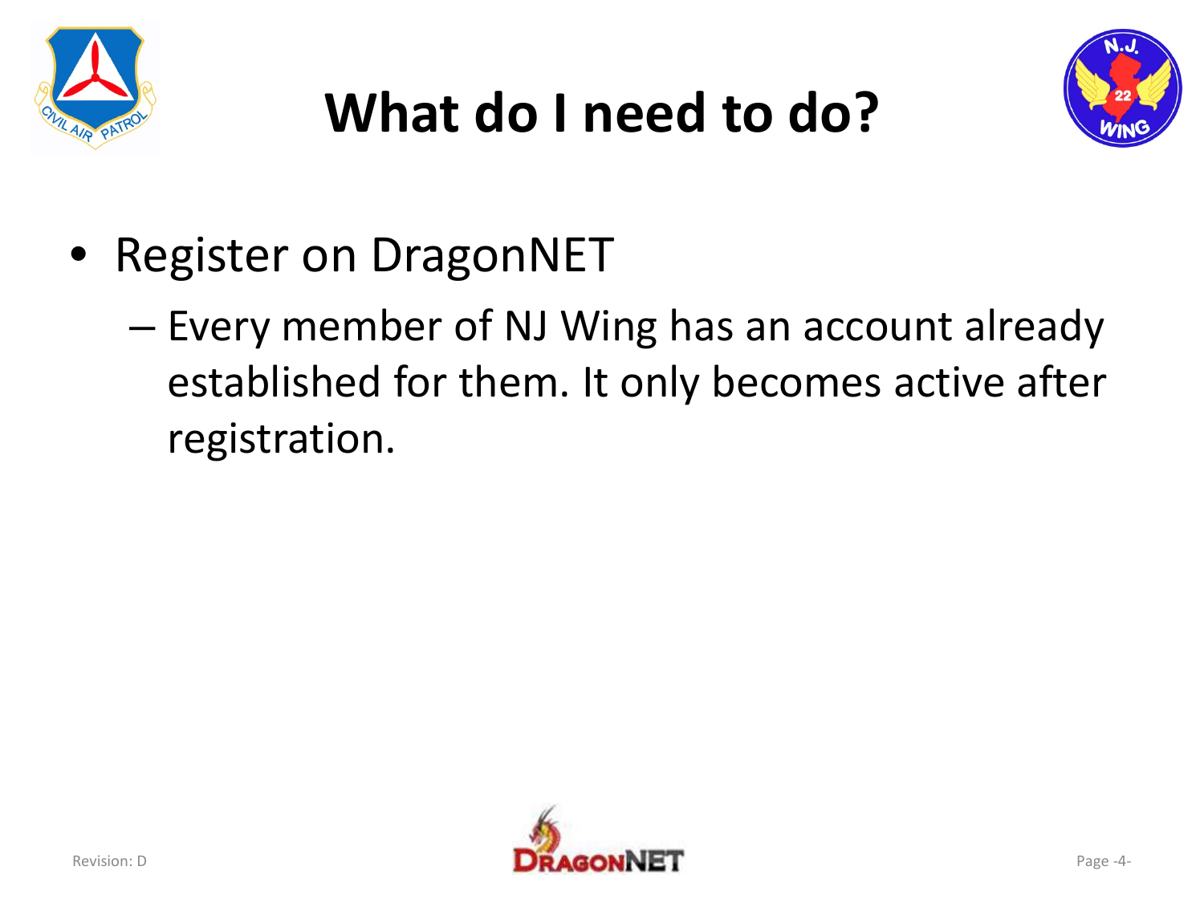# What do I need to do?

- Register on DragonNET
  - Every member of NJ Wing has an account already established for them. It only becomes active after registration.

Revision: D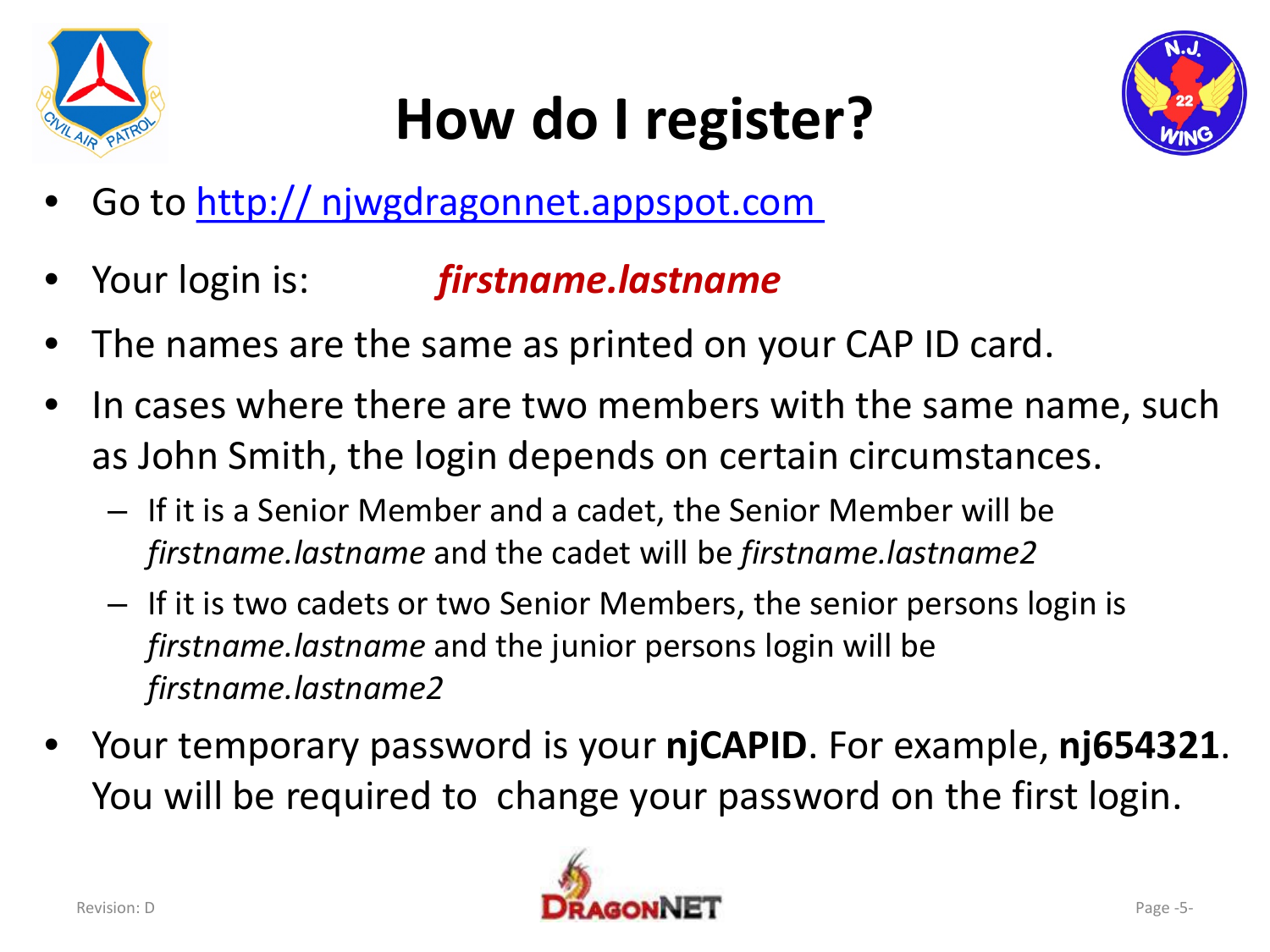# How do I register?

- Go to [http:// njwgdragonnet.appspot.com](http://njwgdragonnet.appspot.com)
- Your login is: ***firstname.lastname***
- The names are the same as printed on your CAP ID card.
- In cases where there are two members with the same name, such as John Smith, the login depends on certain circumstances.
  - If it is a Senior Member and a cadet, the Senior Member will be *firstname.lastname* and the cadet will be *firstname.lastname2*
  - If it is two cadets or two Senior Members, the senior persons login is *firstname.lastname* and the junior persons login will be *firstname.lastname2*
- Your temporary password is your **njCAPID**. For example, **nj654321**. You will be required to change your password on the first login.

Revision: D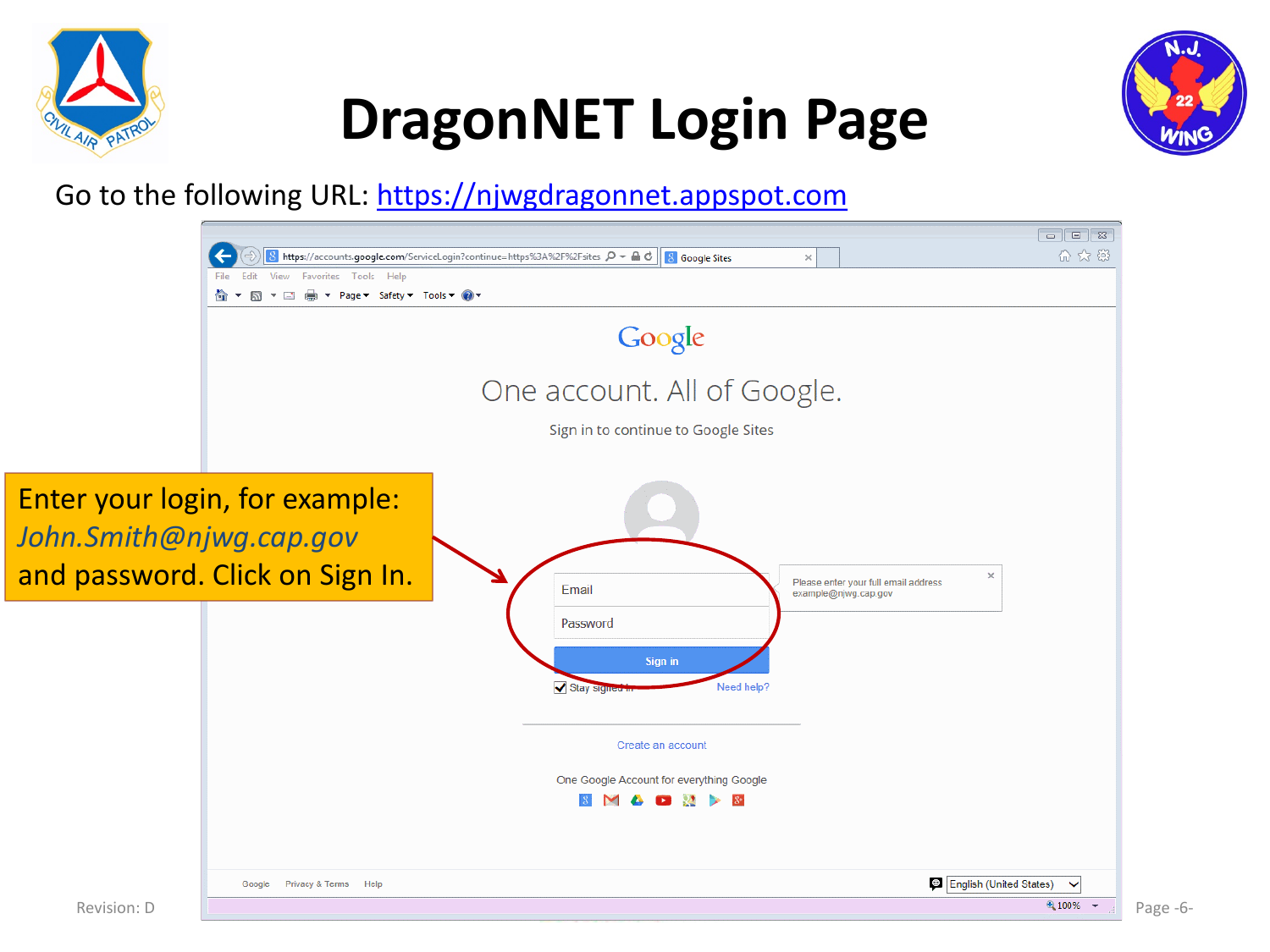# DragonNET Login Page

Go to the following URL: https://njwgdragonnet.appspot.com

Enter your login, for example: *John.Smith@njwg.cap.gov* and password. Click on Sign In.

Revision: D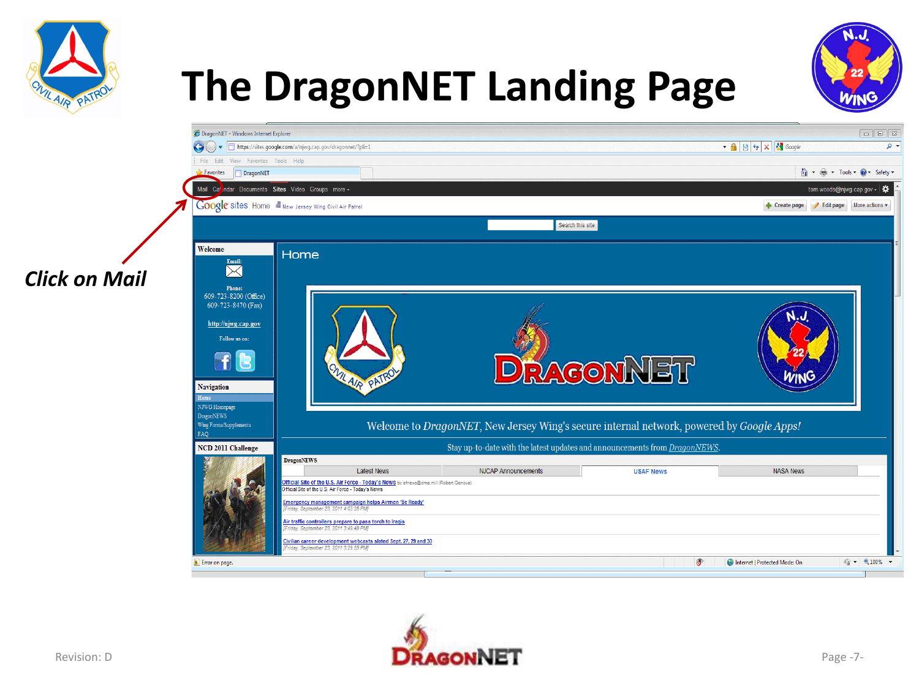# The DragonNET Landing Page

*Click on Mail*

Revision: D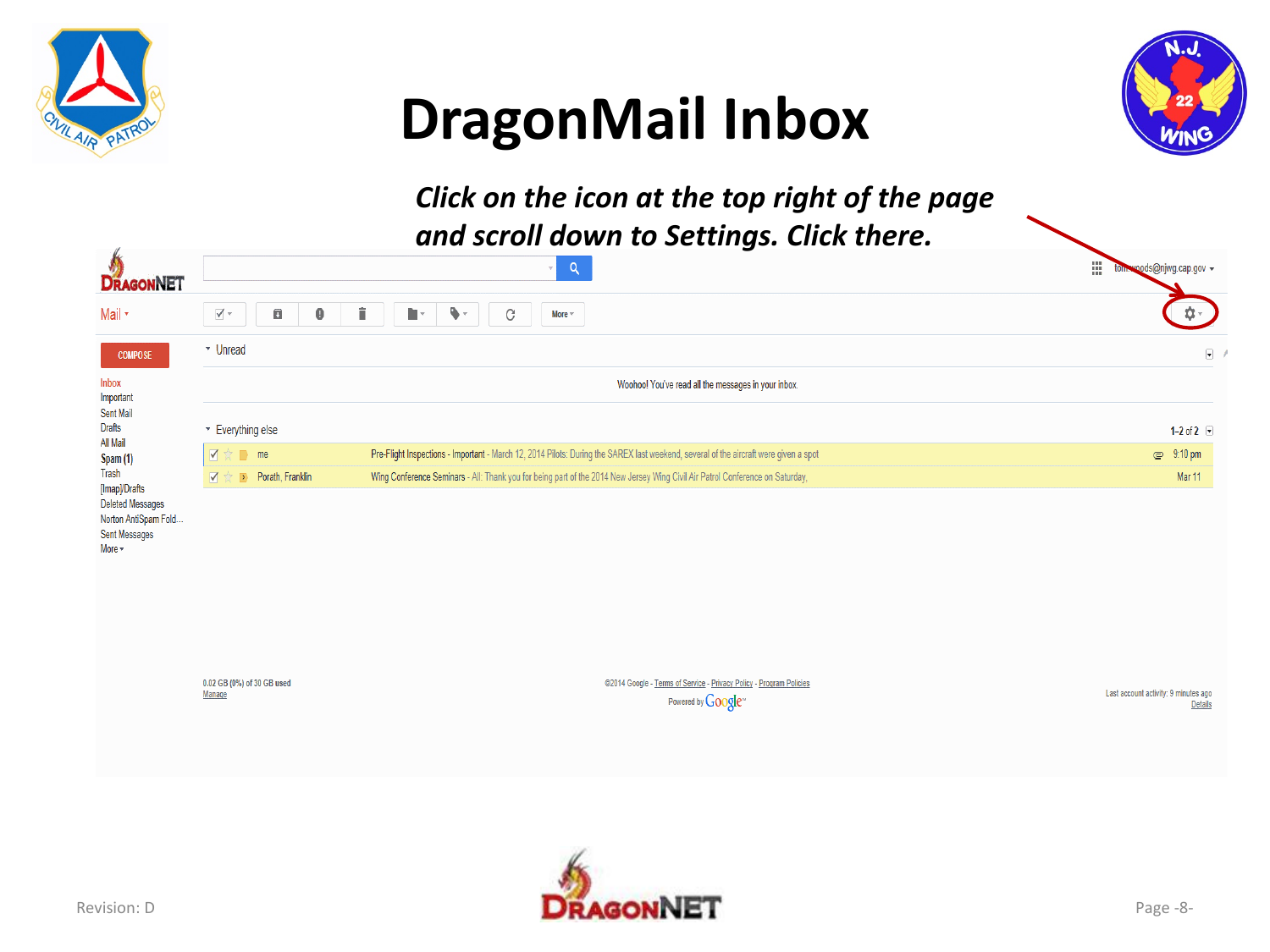# DragonMail Inbox

***Click on the icon at the top right of the page and scroll down to Settings. Click there.***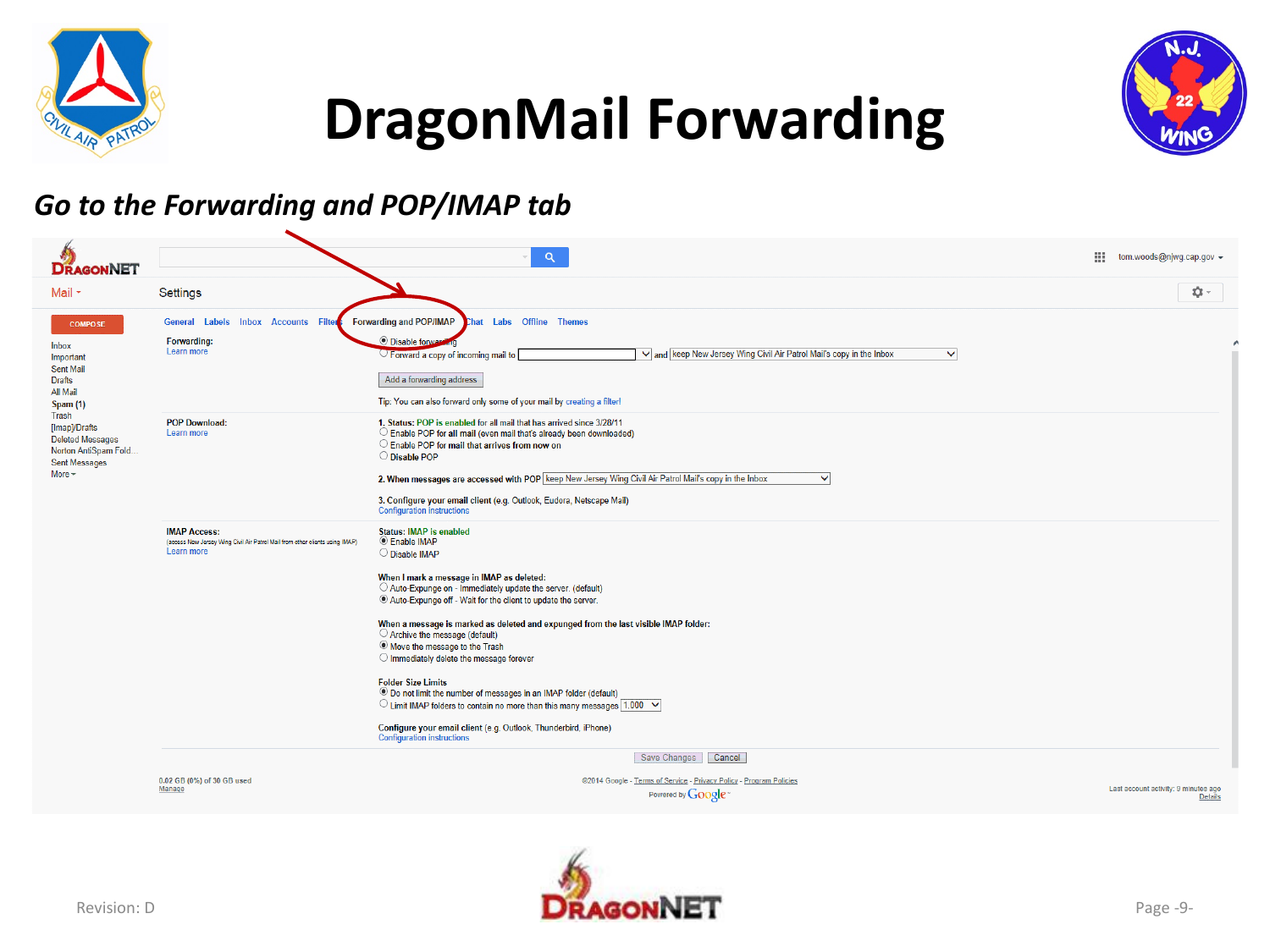# DragonMail Forwarding

***Go to the Forwarding and POP/IMAP tab***

Mail ▾

Settings

COMPOSE

Inbox
Important
Sent Mail
Drafts
All Mail
Spam (1)
Trash
[Imap]/Drafts
Deleted Messages
Norton AntiSpam Fold...
Sent Messages
More ▾

General | Labels | Inbox | Accounts | Filters | Forwarding and POP/IMAP | Chat | Labs | Offline | Themes

**Forwarding:**
Learn more

- Disable forwarding
- Forward a copy of incoming mail to [ ] and keep New Jersey Wing Civil Air Patrol Mail's copy in the Inbox

Add a forwarding address

Tip: You can also forward only some of your mail by creating a filter!

**POP Download:**
Learn more

1. Status: POP is enabled for all mail that has arrived since 3/28/11
   - Enable POP for all mail (even mail that's already been downloaded)
   - Enable POP for mail that arrives from now on
   - Disable POP
2. When messages are accessed with POP: keep New Jersey Wing Civil Air Patrol Mail's copy in the Inbox
3. Configure your email client (e.g. Outlook, Eudora, Netscape Mail)
   Configuration instructions

**IMAP Access:**
(access New Jersey Wing Civil Air Patrol Mail from other clients using IMAP)
Learn more

Status: IMAP is enabled
- Enable IMAP
- Disable IMAP

When I mark a message in IMAP as deleted:
- Auto-Expunge on - Immediately update the server. (default)
- Auto-Expunge off - Wait for the client to update the server.

When a message is marked as deleted and expunged from the last visible IMAP folder:
- Archive the message (default)
- Move the message to the Trash
- Immediately delete the message forever

Folder Size Limits
- Do not limit the number of messages in an IMAP folder (default)
- Limit IMAP folders to contain no more than this many messages 1,000

Configure your email client (e.g. Outlook, Thunderbird, iPhone)
Configuration instructions

Save Changes | Cancel

0.02 GB (0%) of 30 GB used
Manage

©2014 Google - Terms of Service - Privacy Policy - Program Policies
Powered by Google

Last account activity: 9 minutes ago
Details

Revision: D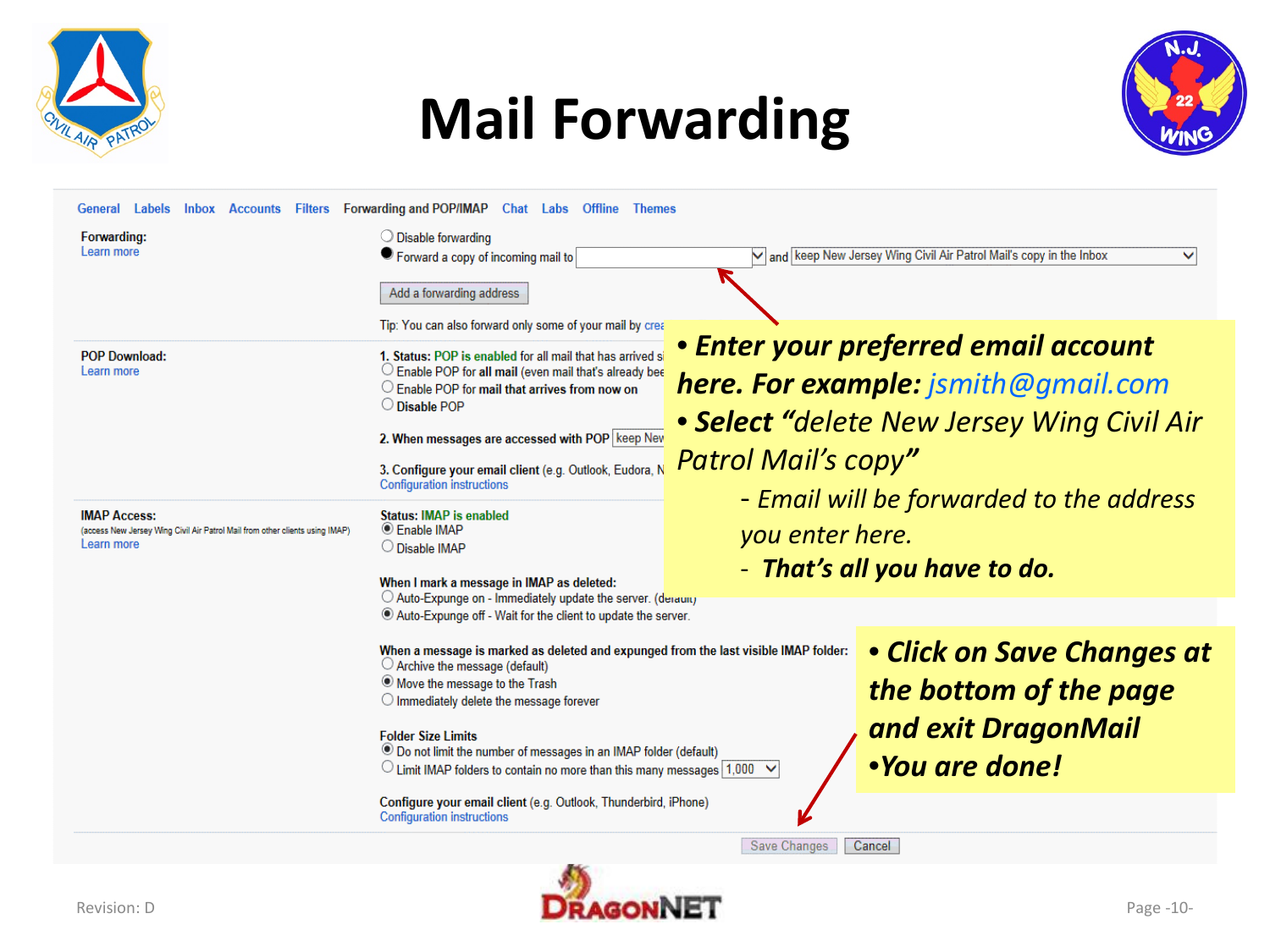# Mail Forwarding

General | Labels | Inbox | Accounts | Filters | Forwarding and POP/IMAP | Chat | Labs | Offline | Themes

**Forwarding:**
Learn more

- Disable forwarding
- Forward a copy of incoming mail to [ ] and [keep New Jersey Wing Civil Air Patrol Mail's copy in the Inbox]

Add a forwarding address

Tip: You can also forward only some of your mail by crea

**POP Download:**
Learn more

1. Status: POP is enabled for all mail that has arrived s
   - Enable POP for **all mail** (even mail that's already bee
   - Enable POP for **mail that arrives from now on**
   - **Disable** POP
2. When messages are accessed with POP [keep New
3. Configure your email client (e.g. Outlook, Eudora, N
   Configuration instructions

**IMAP Access:**
(access New Jersey Wing Civil Air Patrol Mail from other clients using IMAP)
Learn more

Status: IMAP is enabled
- Enable IMAP
- Disable IMAP

When I mark a message in IMAP as deleted:
- Auto-Expunge on - Immediately update the server. (default)
- Auto-Expunge off - Wait for the client to update the server.

When a message is marked as deleted and expunged from the last visible IMAP folder:
- Archive the message (default)
- Move the message to the Trash
- Immediately delete the message forever

Folder Size Limits
- Do not limit the number of messages in an IMAP folder (default)
- Limit IMAP folders to contain no more than this many messages [1,000]

Configure your email client (e.g. Outlook, Thunderbird, iPhone)
Configuration instructions

Save Changes | Cancel

- ***Enter your preferred email account here. For example:*** *jsmith@gmail.com*
- ***Select*** *"delete New Jersey Wing Civil Air Patrol Mail's copy"*
  - *Email will be forwarded to the address you enter here.*
  - ***That's all you have to do.***

- ***Click on Save Changes at the bottom of the page and exit DragonMail***
- ***You are done!***

Revision: D

DRAGONNET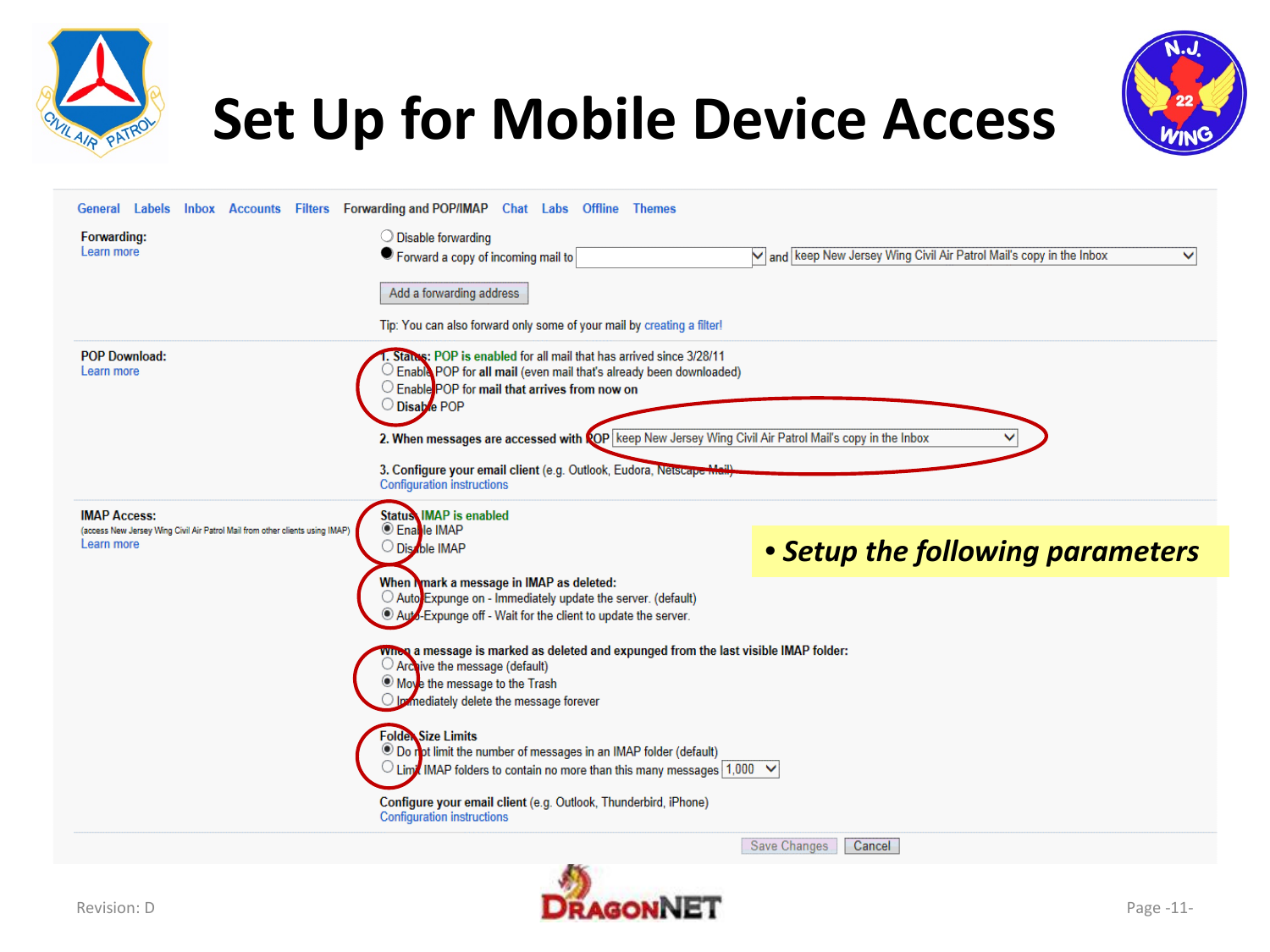# Set Up for Mobile Device Access

General | Labels | Inbox | Accounts | Filters | Forwarding and POP/IMAP | Chat | Labs | Offline | Themes

**Forwarding:**
Learn more

- ○ Disable forwarding
- ● Forward a copy of incoming mail to [ ] and [keep New Jersey Wing Civil Air Patrol Mail's copy in the Inbox]

Add a forwarding address

Tip: You can also forward only some of your mail by creating a filter!

**POP Download:**
Learn more

1. **Status: POP is enabled** for all mail that has arrived since 3/28/11
   - ○ Enable POP for **all mail** (even mail that's already been downloaded)
   - ○ Enable POP for **mail that arrives from now on**
   - ○ **Disable** POP
2. **When messages are accessed with POP** [keep New Jersey Wing Civil Air Patrol Mail's copy in the Inbox]
3. **Configure your email client** (e.g. Outlook, Eudora, Netscape Mail)
   Configuration instructions

**IMAP Access:**
(access New Jersey Wing Civil Air Patrol Mail from other clients using IMAP)
Learn more

**Status: IMAP is enabled**
- ● Enable IMAP
- ○ Disable IMAP

**When I mark a message in IMAP as deleted:**
- ○ Auto-Expunge on - Immediately update the server. (default)
- ● Auto-Expunge off - Wait for the client to update the server.

**When a message is marked as deleted and expunged from the last visible IMAP folder:**
- ○ Archive the message (default)
- ● Move the message to the Trash
- ○ Immediately delete the message forever

**Folder Size Limits**
- ● Do not limit the number of messages in an IMAP folder (default)
- ○ Limit IMAP folders to contain no more than this many messages [1,000]

**Configure your email client** (e.g. Outlook, Thunderbird, iPhone)
Configuration instructions

Save Changes | Cancel

- ***Setup the following parameters***

Revision: D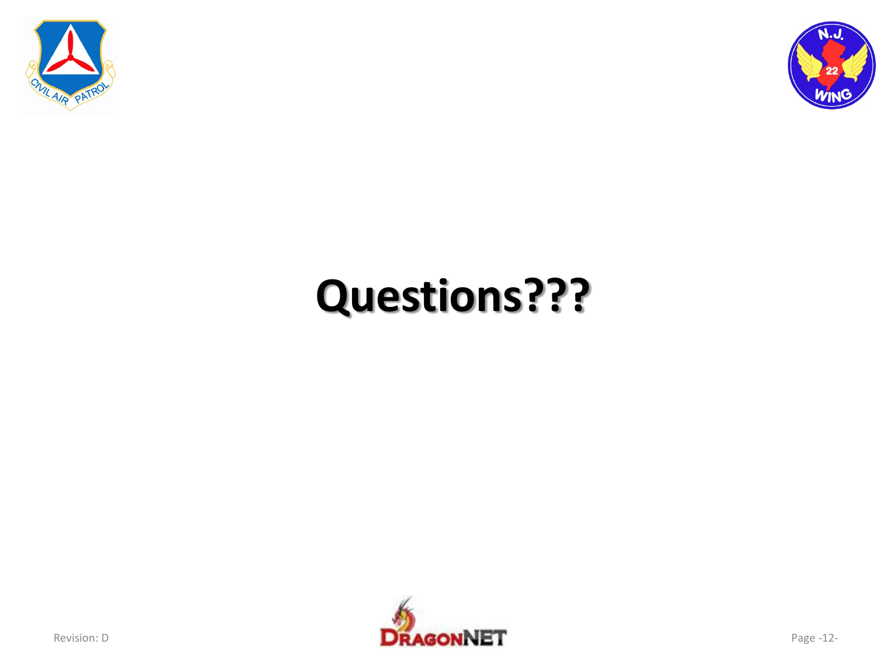# Questions???